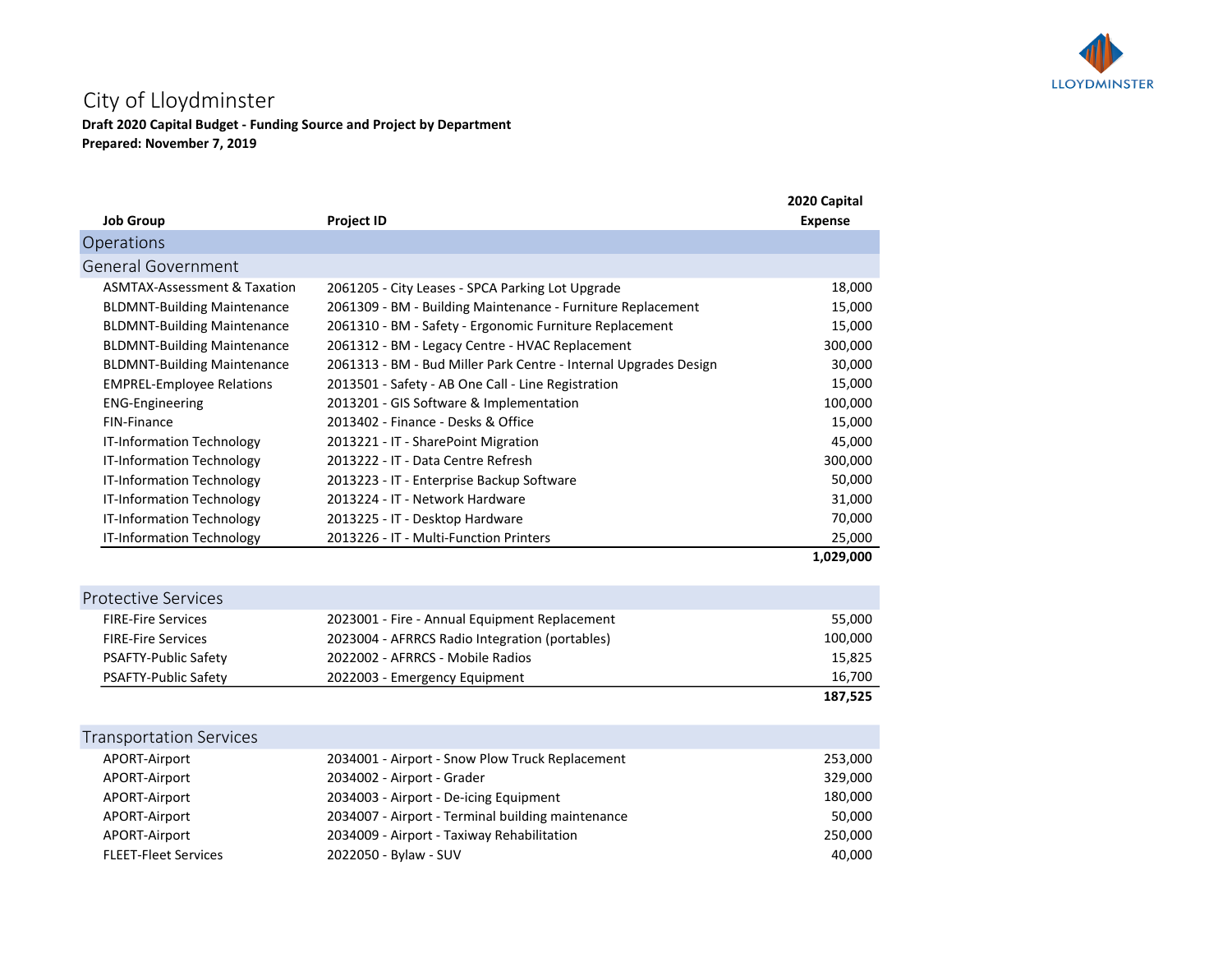# City of Lloydminster

**Draft 2020 Capital Budget - Funding Source and Project by Department**
**Prepared: November 7, 2019**

| Job Group | Project ID | 2020 Capital Expense |
|---|---|---|
| **Operations** | | |
| **General Government** | | |
| ASMTAX-Assessment & Taxation | 2061205 - City Leases - SPCA Parking Lot Upgrade | 18,000 |
| BLDMNT-Building Maintenance | 2061309 - BM - Building Maintenance - Furniture Replacement | 15,000 |
| BLDMNT-Building Maintenance | 2061310 - BM - Safety - Ergonomic Furniture Replacement | 15,000 |
| BLDMNT-Building Maintenance | 2061312 - BM - Legacy Centre - HVAC Replacement | 300,000 |
| BLDMNT-Building Maintenance | 2061313 - BM - Bud Miller Park Centre - Internal Upgrades Design | 30,000 |
| EMPREL-Employee Relations | 2013501 - Safety - AB One Call - Line Registration | 15,000 |
| ENG-Engineering | 2013201 - GIS Software & Implementation | 100,000 |
| FIN-Finance | 2013402 - Finance - Desks & Office | 15,000 |
| IT-Information Technology | 2013221 - IT - SharePoint Migration | 45,000 |
| IT-Information Technology | 2013222 - IT - Data Centre Refresh | 300,000 |
| IT-Information Technology | 2013223 - IT - Enterprise Backup Software | 50,000 |
| IT-Information Technology | 2013224 - IT - Network Hardware | 31,000 |
| IT-Information Technology | 2013225 - IT - Desktop Hardware | 70,000 |
| IT-Information Technology | 2013226 - IT - Multi-Function Printers | 25,000 |
| | | **1,029,000** |
| **Protective Services** | | |
| FIRE-Fire Services | 2023001 - Fire - Annual Equipment Replacement | 55,000 |
| FIRE-Fire Services | 2023004 - AFRRCS Radio Integration (portables) | 100,000 |
| PSAFTY-Public Safety | 2022002 - AFRRCS - Mobile Radios | 15,825 |
| PSAFTY-Public Safety | 2022003 - Emergency Equipment | 16,700 |
| | | **187,525** |
| **Transportation Services** | | |
| APORT-Airport | 2034001 - Airport - Snow Plow Truck Replacement | 253,000 |
| APORT-Airport | 2034002 - Airport - Grader | 329,000 |
| APORT-Airport | 2034003 - Airport - De-icing Equipment | 180,000 |
| APORT-Airport | 2034007 - Airport - Terminal building maintenance | 50,000 |
| APORT-Airport | 2034009 - Airport - Taxiway Rehabilitation | 250,000 |
| FLEET-Fleet Services | 2022050 - Bylaw - SUV | 40,000 |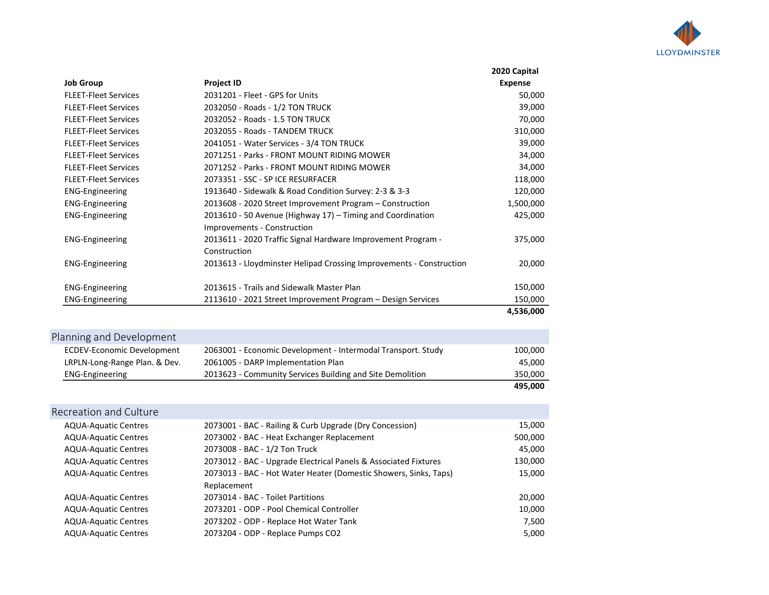| Job Group | Project ID | 2020 Capital Expense |
|---|---|---|
| FLEET-Fleet Services | 2031201 - Fleet - GPS for Units | 50,000 |
| FLEET-Fleet Services | 2032050 - Roads - 1/2 TON TRUCK | 39,000 |
| FLEET-Fleet Services | 2032052 - Roads - 1.5 TON TRUCK | 70,000 |
| FLEET-Fleet Services | 2032055 - Roads - TANDEM TRUCK | 310,000 |
| FLEET-Fleet Services | 2041051 - Water Services - 3/4 TON TRUCK | 39,000 |
| FLEET-Fleet Services | 2071251 - Parks - FRONT MOUNT RIDING MOWER | 34,000 |
| FLEET-Fleet Services | 2071252 - Parks - FRONT MOUNT RIDING MOWER | 34,000 |
| FLEET-Fleet Services | 2073351 - SSC - SP ICE RESURFACER | 118,000 |
| ENG-Engineering | 1913640 - Sidewalk & Road Condition Survey: 2-3 & 3-3 | 120,000 |
| ENG-Engineering | 2013608 - 2020 Street Improvement Program – Construction | 1,500,000 |
| ENG-Engineering | 2013610 - 50 Avenue (Highway 17) – Timing and Coordination Improvements - Construction | 425,000 |
| ENG-Engineering | 2013611 - 2020 Traffic Signal Hardware Improvement Program - Construction | 375,000 |
| ENG-Engineering | 2013613 - Lloydminster Helipad Crossing Improvements - Construction | 20,000 |
| ENG-Engineering | 2013615 - Trails and Sidewalk Master Plan | 150,000 |
| ENG-Engineering | 2113610 - 2021 Street Improvement Program – Design Services | 150,000 |
| | | **4,536,000** |

## Planning and Development

| Job Group | Project ID | 2020 Capital Expense |
|---|---|---|
| ECDEV-Economic Development | 2063001 - Economic Development - Intermodal Transport. Study | 100,000 |
| LRPLN-Long-Range Plan. & Dev. | 2061005 - DARP Implementation Plan | 45,000 |
| ENG-Engineering | 2013623 - Community Services Building and Site Demolition | 350,000 |
| | | **495,000** |

## Recreation and Culture

| Job Group | Project ID | 2020 Capital Expense |
|---|---|---|
| AQUA-Aquatic Centres | 2073001 - BAC - Railing & Curb Upgrade (Dry Concession) | 15,000 |
| AQUA-Aquatic Centres | 2073002 - BAC - Heat Exchanger Replacement | 500,000 |
| AQUA-Aquatic Centres | 2073008 - BAC - 1/2 Ton Truck | 45,000 |
| AQUA-Aquatic Centres | 2073012 - BAC - Upgrade Electrical Panels & Associated Fixtures | 130,000 |
| AQUA-Aquatic Centres | 2073013 - BAC - Hot Water Heater (Domestic Showers, Sinks, Taps) Replacement | 15,000 |
| AQUA-Aquatic Centres | 2073014 - BAC - Toilet Partitions | 20,000 |
| AQUA-Aquatic Centres | 2073201 - ODP - Pool Chemical Controller | 10,000 |
| AQUA-Aquatic Centres | 2073202 - ODP - Replace Hot Water Tank | 7,500 |
| AQUA-Aquatic Centres | 2073204 - ODP - Replace Pumps CO2 | 5,000 |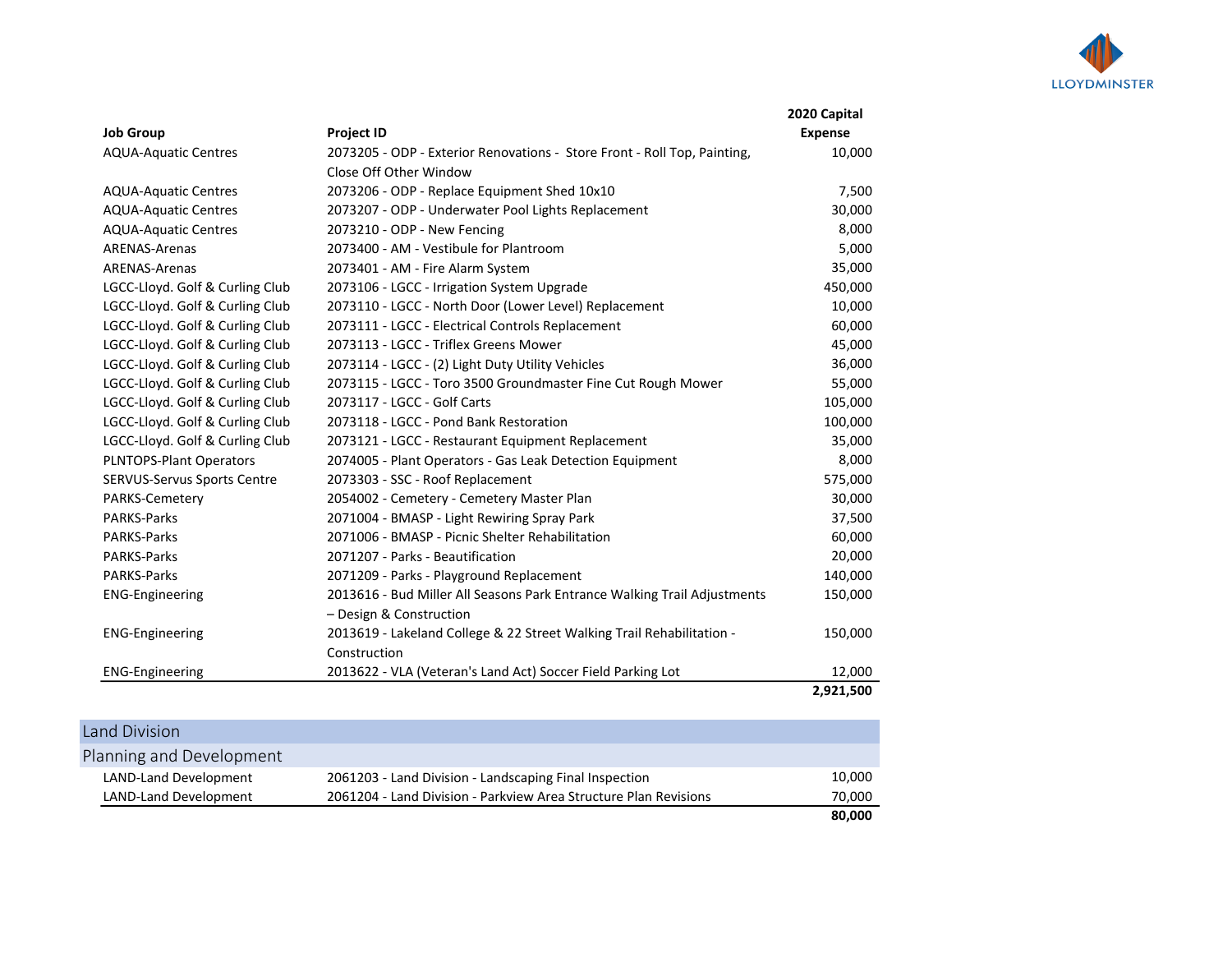| Job Group | Project ID | 2020 Capital Expense |
|---|---|---|
| AQUA-Aquatic Centres | 2073205 - ODP - Exterior Renovations - Store Front - Roll Top, Painting, Close Off Other Window | 10,000 |
| AQUA-Aquatic Centres | 2073206 - ODP - Replace Equipment Shed 10x10 | 7,500 |
| AQUA-Aquatic Centres | 2073207 - ODP - Underwater Pool Lights Replacement | 30,000 |
| AQUA-Aquatic Centres | 2073210 - ODP - New Fencing | 8,000 |
| ARENAS-Arenas | 2073400 - AM - Vestibule for Plantroom | 5,000 |
| ARENAS-Arenas | 2073401 - AM - Fire Alarm System | 35,000 |
| LGCC-Lloyd. Golf & Curling Club | 2073106 - LGCC - Irrigation System Upgrade | 450,000 |
| LGCC-Lloyd. Golf & Curling Club | 2073110 - LGCC - North Door (Lower Level) Replacement | 10,000 |
| LGCC-Lloyd. Golf & Curling Club | 2073111 - LGCC - Electrical Controls Replacement | 60,000 |
| LGCC-Lloyd. Golf & Curling Club | 2073113 - LGCC - Triflex Greens Mower | 45,000 |
| LGCC-Lloyd. Golf & Curling Club | 2073114 - LGCC - (2) Light Duty Utility Vehicles | 36,000 |
| LGCC-Lloyd. Golf & Curling Club | 2073115 - LGCC - Toro 3500 Groundmaster Fine Cut Rough Mower | 55,000 |
| LGCC-Lloyd. Golf & Curling Club | 2073117 - LGCC - Golf Carts | 105,000 |
| LGCC-Lloyd. Golf & Curling Club | 2073118 - LGCC - Pond Bank Restoration | 100,000 |
| LGCC-Lloyd. Golf & Curling Club | 2073121 - LGCC - Restaurant Equipment Replacement | 35,000 |
| PLNTOPS-Plant Operators | 2074005 - Plant Operators - Gas Leak Detection Equipment | 8,000 |
| SERVUS-Servus Sports Centre | 2073303 - SSC - Roof Replacement | 575,000 |
| PARKS-Cemetery | 2054002 - Cemetery - Cemetery Master Plan | 30,000 |
| PARKS-Parks | 2071004 - BMASP - Light Rewiring Spray Park | 37,500 |
| PARKS-Parks | 2071006 - BMASP - Picnic Shelter Rehabilitation | 60,000 |
| PARKS-Parks | 2071207 - Parks - Beautification | 20,000 |
| PARKS-Parks | 2071209 - Parks - Playground Replacement | 140,000 |
| ENG-Engineering | 2013616 - Bud Miller All Seasons Park Entrance Walking Trail Adjustments – Design & Construction | 150,000 |
| ENG-Engineering | 2013619 - Lakeland College & 22 Street Walking Trail Rehabilitation - Construction | 150,000 |
| ENG-Engineering | 2013622 - VLA (Veteran's Land Act) Soccer Field Parking Lot | 12,000 |
| | | **2,921,500** |

## Land Division

### Planning and Development

| Job Group | Project ID | 2020 Capital Expense |
|---|---|---|
| LAND-Land Development | 2061203 - Land Division - Landscaping Final Inspection | 10,000 |
| LAND-Land Development | 2061204 - Land Division - Parkview Area Structure Plan Revisions | 70,000 |
| | | **80,000** |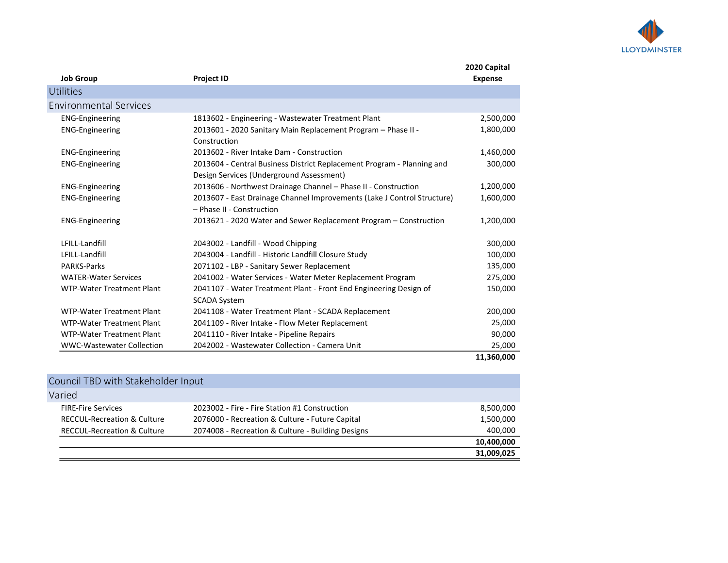| Job Group | Project ID | 2020 Capital Expense |
|---|---|---|
| **Utilities** | | |
| **Environmental Services** | | |
| ENG-Engineering | 1813602 - Engineering - Wastewater Treatment Plant | 2,500,000 |
| ENG-Engineering | 2013601 - 2020 Sanitary Main Replacement Program – Phase II - Construction | 1,800,000 |
| ENG-Engineering | 2013602 - River Intake Dam - Construction | 1,460,000 |
| ENG-Engineering | 2013604 - Central Business District Replacement Program - Planning and Design Services (Underground Assessment) | 300,000 |
| ENG-Engineering | 2013606 - Northwest Drainage Channel – Phase II - Construction | 1,200,000 |
| ENG-Engineering | 2013607 - East Drainage Channel Improvements (Lake J Control Structure) – Phase II - Construction | 1,600,000 |
| ENG-Engineering | 2013621 - 2020 Water and Sewer Replacement Program – Construction | 1,200,000 |
| LFILL-Landfill | 2043002 - Landfill - Wood Chipping | 300,000 |
| LFILL-Landfill | 2043004 - Landfill - Historic Landfill Closure Study | 100,000 |
| PARKS-Parks | 2071102 - LBP - Sanitary Sewer Replacement | 135,000 |
| WATER-Water Services | 2041002 - Water Services - Water Meter Replacement Program | 275,000 |
| WTP-Water Treatment Plant | 2041107 - Water Treatment Plant - Front End Engineering Design of SCADA System | 150,000 |
| WTP-Water Treatment Plant | 2041108 - Water Treatment Plant - SCADA Replacement | 200,000 |
| WTP-Water Treatment Plant | 2041109 - River Intake - Flow Meter Replacement | 25,000 |
| WTP-Water Treatment Plant | 2041110 - River Intake - Pipeline Repairs | 90,000 |
| WWC-Wastewater Collection | 2042002 - Wastewater Collection - Camera Unit | 25,000 |
| | | **11,360,000** |

| Job Group | Project ID | 2020 Capital Expense |
|---|---|---|
| **Council TBD with Stakeholder Input** | | |
| **Varied** | | |
| FIRE-Fire Services | 2023002 - Fire - Fire Station #1 Construction | 8,500,000 |
| RECCUL-Recreation & Culture | 2076000 - Recreation & Culture - Future Capital | 1,500,000 |
| RECCUL-Recreation & Culture | 2074008 - Recreation & Culture - Building Designs | 400,000 |
| | | **10,400,000** |
| | | **31,009,025** |